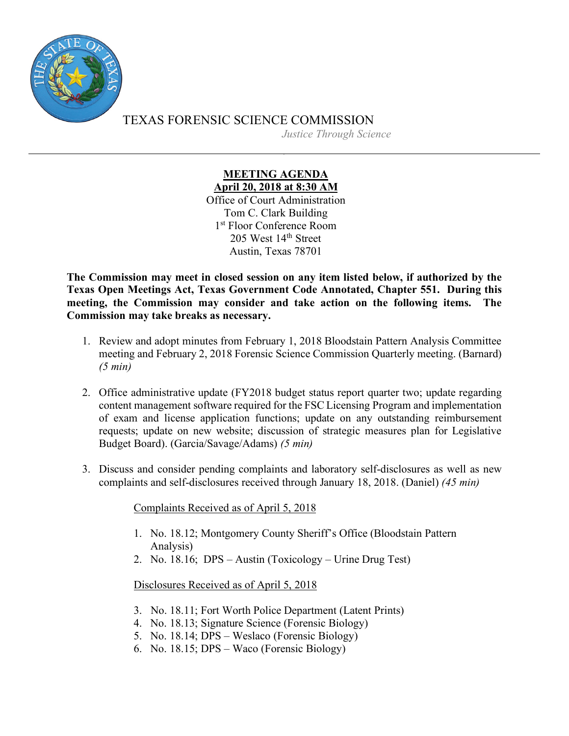# TEXAS FORENSIC SCIENCE COMMISSION

*Justice Through Science*

---

**MEETING AGENDA**
**April 20, 2018 at 8:30 AM**

Office of Court Administration
Tom C. Clark Building
1st Floor Conference Room
205 West 14th Street
Austin, Texas 78701

**The Commission may meet in closed session on any item listed below, if authorized by the Texas Open Meetings Act, Texas Government Code Annotated, Chapter 551. During this meeting, the Commission may consider and take action on the following items. The Commission may take breaks as necessary.**

1. Review and adopt minutes from February 1, 2018 Bloodstain Pattern Analysis Committee meeting and February 2, 2018 Forensic Science Commission Quarterly meeting. (Barnard) *(5 min)*

2. Office administrative update (FY2018 budget status report quarter two; update regarding content management software required for the FSC Licensing Program and implementation of exam and license application functions; update on any outstanding reimbursement requests; update on new website; discussion of strategic measures plan for Legislative Budget Board). (Garcia/Savage/Adams) *(5 min)*

3. Discuss and consider pending complaints and laboratory self-disclosures as well as new complaints and self-disclosures received through January 18, 2018. (Daniel) *(45 min)*

   Complaints Received as of April 5, 2018

   1. No. 18.12; Montgomery County Sheriff's Office (Bloodstain Pattern Analysis)
   2. No. 18.16; DPS – Austin (Toxicology – Urine Drug Test)

   Disclosures Received as of April 5, 2018

   3. No. 18.11; Fort Worth Police Department (Latent Prints)
   4. No. 18.13; Signature Science (Forensic Biology)
   5. No. 18.14; DPS – Weslaco (Forensic Biology)
   6. No. 18.15; DPS – Waco (Forensic Biology)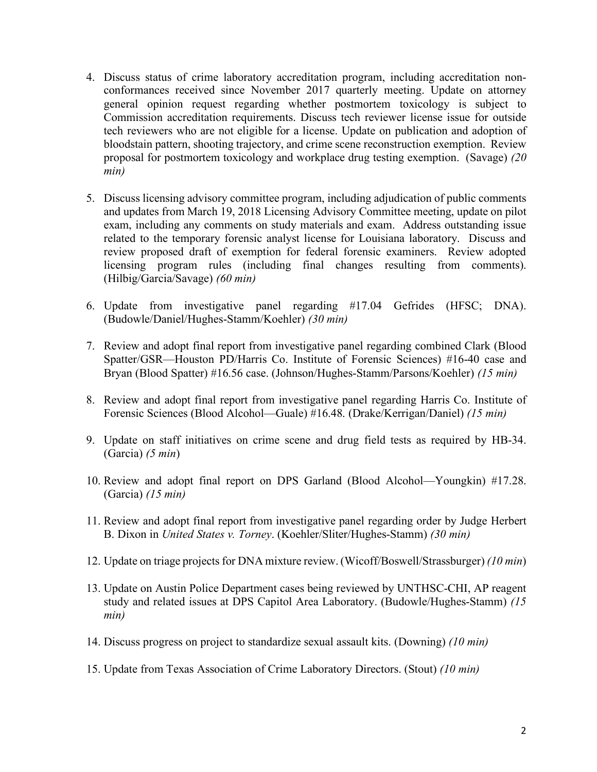4. Discuss status of crime laboratory accreditation program, including accreditation non-conformances received since November 2017 quarterly meeting. Update on attorney general opinion request regarding whether postmortem toxicology is subject to Commission accreditation requirements. Discuss tech reviewer license issue for outside tech reviewers who are not eligible for a license. Update on publication and adoption of bloodstain pattern, shooting trajectory, and crime scene reconstruction exemption. Review proposal for postmortem toxicology and workplace drug testing exemption. (Savage) *(20 min)*

5. Discuss licensing advisory committee program, including adjudication of public comments and updates from March 19, 2018 Licensing Advisory Committee meeting, update on pilot exam, including any comments on study materials and exam. Address outstanding issue related to the temporary forensic analyst license for Louisiana laboratory. Discuss and review proposed draft of exemption for federal forensic examiners. Review adopted licensing program rules (including final changes resulting from comments). (Hilbig/Garcia/Savage) *(60 min)*

6. Update from investigative panel regarding #17.04 Gefrides (HFSC; DNA). (Budowle/Daniel/Hughes-Stamm/Koehler) *(30 min)*

7. Review and adopt final report from investigative panel regarding combined Clark (Blood Spatter/GSR—Houston PD/Harris Co. Institute of Forensic Sciences) #16-40 case and Bryan (Blood Spatter) #16.56 case. (Johnson/Hughes-Stamm/Parsons/Koehler) *(15 min)*

8. Review and adopt final report from investigative panel regarding Harris Co. Institute of Forensic Sciences (Blood Alcohol—Guale) #16.48. (Drake/Kerrigan/Daniel) *(15 min)*

9. Update on staff initiatives on crime scene and drug field tests as required by HB-34. (Garcia) *(5 min)*

10. Review and adopt final report on DPS Garland (Blood Alcohol—Youngkin) #17.28. (Garcia) *(15 min)*

11. Review and adopt final report from investigative panel regarding order by Judge Herbert B. Dixon in *United States v. Torney*. (Koehler/Sliter/Hughes-Stamm) *(30 min)*

12. Update on triage projects for DNA mixture review. (Wicoff/Boswell/Strassburger) *(10 min)*

13. Update on Austin Police Department cases being reviewed by UNTHSC-CHI, AP reagent study and related issues at DPS Capitol Area Laboratory. (Budowle/Hughes-Stamm) *(15 min)*

14. Discuss progress on project to standardize sexual assault kits. (Downing) *(10 min)*

15. Update from Texas Association of Crime Laboratory Directors. (Stout) *(10 min)*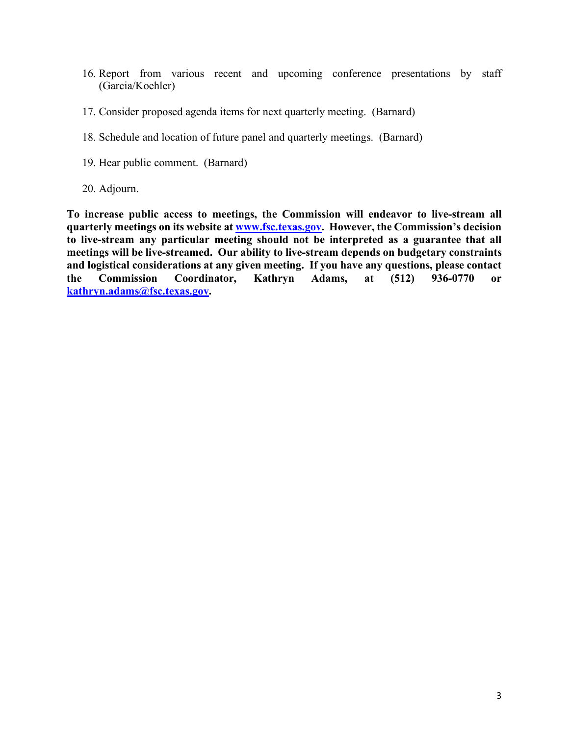16. Report from various recent and upcoming conference presentations by staff (Garcia/Koehler)

17. Consider proposed agenda items for next quarterly meeting. (Barnard)

18. Schedule and location of future panel and quarterly meetings. (Barnard)

19. Hear public comment. (Barnard)

20. Adjourn.

**To increase public access to meetings, the Commission will endeavor to live-stream all quarterly meetings on its website at [www.fsc.texas.gov](http://www.fsc.texas.gov). However, the Commission's decision to live-stream any particular meeting should not be interpreted as a guarantee that all meetings will be live-streamed. Our ability to live-stream depends on budgetary constraints and logistical considerations at any given meeting. If you have any questions, please contact the Commission Coordinator, Kathryn Adams, at (512) 936-0770 or [kathryn.adams@fsc.texas.gov](mailto:kathryn.adams@fsc.texas.gov).**